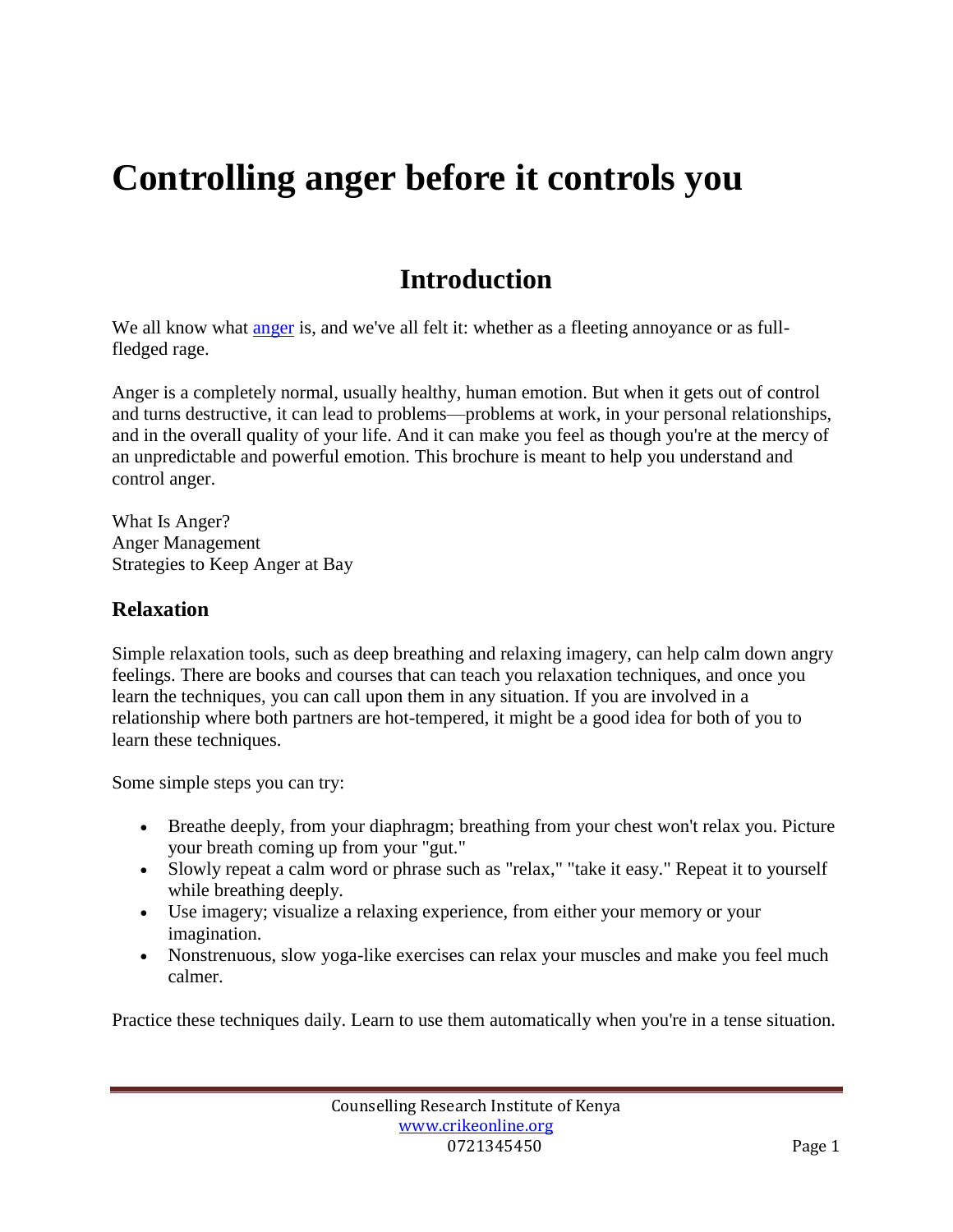# Controlling anger before it controls you

## Introduction

We all know what anger is, and we've all felt it: whether as a fleeting annoyance or as full-fledged rage.

Anger is a completely normal, usually healthy, human emotion. But when it gets out of control and turns destructive, it can lead to problems—problems at work, in your personal relationships, and in the overall quality of your life. And it can make you feel as though you're at the mercy of an unpredictable and powerful emotion. This brochure is meant to help you understand and control anger.

What Is Anger?
Anger Management
Strategies to Keep Anger at Bay

### Relaxation

Simple relaxation tools, such as deep breathing and relaxing imagery, can help calm down angry feelings. There are books and courses that can teach you relaxation techniques, and once you learn the techniques, you can call upon them in any situation. If you are involved in a relationship where both partners are hot-tempered, it might be a good idea for both of you to learn these techniques.

Some simple steps you can try:

- Breathe deeply, from your diaphragm; breathing from your chest won't relax you. Picture your breath coming up from your "gut."
- Slowly repeat a calm word or phrase such as "relax," "take it easy." Repeat it to yourself while breathing deeply.
- Use imagery; visualize a relaxing experience, from either your memory or your imagination.
- Nonstrenuous, slow yoga-like exercises can relax your muscles and make you feel much calmer.

Practice these techniques daily. Learn to use them automatically when you're in a tense situation.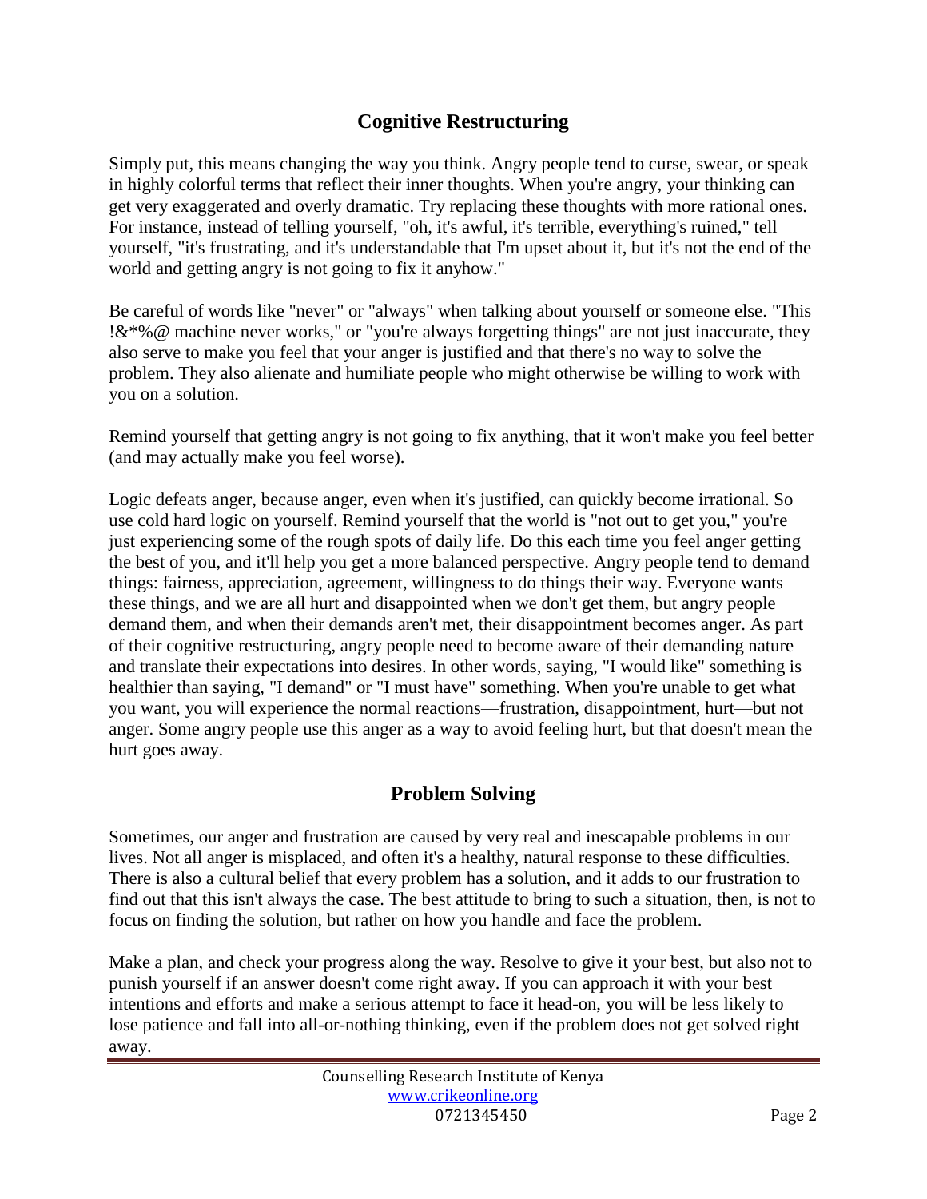## Cognitive Restructuring

Simply put, this means changing the way you think. Angry people tend to curse, swear, or speak in highly colorful terms that reflect their inner thoughts. When you're angry, your thinking can get very exaggerated and overly dramatic. Try replacing these thoughts with more rational ones. For instance, instead of telling yourself, "oh, it's awful, it's terrible, everything's ruined," tell yourself, "it's frustrating, and it's understandable that I'm upset about it, but it's not the end of the world and getting angry is not going to fix it anyhow."

Be careful of words like "never" or "always" when talking about yourself or someone else. "This !&*%@ machine never works," or "you're always forgetting things" are not just inaccurate, they also serve to make you feel that your anger is justified and that there's no way to solve the problem. They also alienate and humiliate people who might otherwise be willing to work with you on a solution.

Remind yourself that getting angry is not going to fix anything, that it won't make you feel better (and may actually make you feel worse).

Logic defeats anger, because anger, even when it's justified, can quickly become irrational. So use cold hard logic on yourself. Remind yourself that the world is "not out to get you," you're just experiencing some of the rough spots of daily life. Do this each time you feel anger getting the best of you, and it'll help you get a more balanced perspective. Angry people tend to demand things: fairness, appreciation, agreement, willingness to do things their way. Everyone wants these things, and we are all hurt and disappointed when we don't get them, but angry people demand them, and when their demands aren't met, their disappointment becomes anger. As part of their cognitive restructuring, angry people need to become aware of their demanding nature and translate their expectations into desires. In other words, saying, "I would like" something is healthier than saying, "I demand" or "I must have" something. When you're unable to get what you want, you will experience the normal reactions—frustration, disappointment, hurt—but not anger. Some angry people use this anger as a way to avoid feeling hurt, but that doesn't mean the hurt goes away.

## Problem Solving

Sometimes, our anger and frustration are caused by very real and inescapable problems in our lives. Not all anger is misplaced, and often it's a healthy, natural response to these difficulties. There is also a cultural belief that every problem has a solution, and it adds to our frustration to find out that this isn't always the case. The best attitude to bring to such a situation, then, is not to focus on finding the solution, but rather on how you handle and face the problem.

Make a plan, and check your progress along the way. Resolve to give it your best, but also not to punish yourself if an answer doesn't come right away. If you can approach it with your best intentions and efforts and make a serious attempt to face it head-on, you will be less likely to lose patience and fall into all-or-nothing thinking, even if the problem does not get solved right away.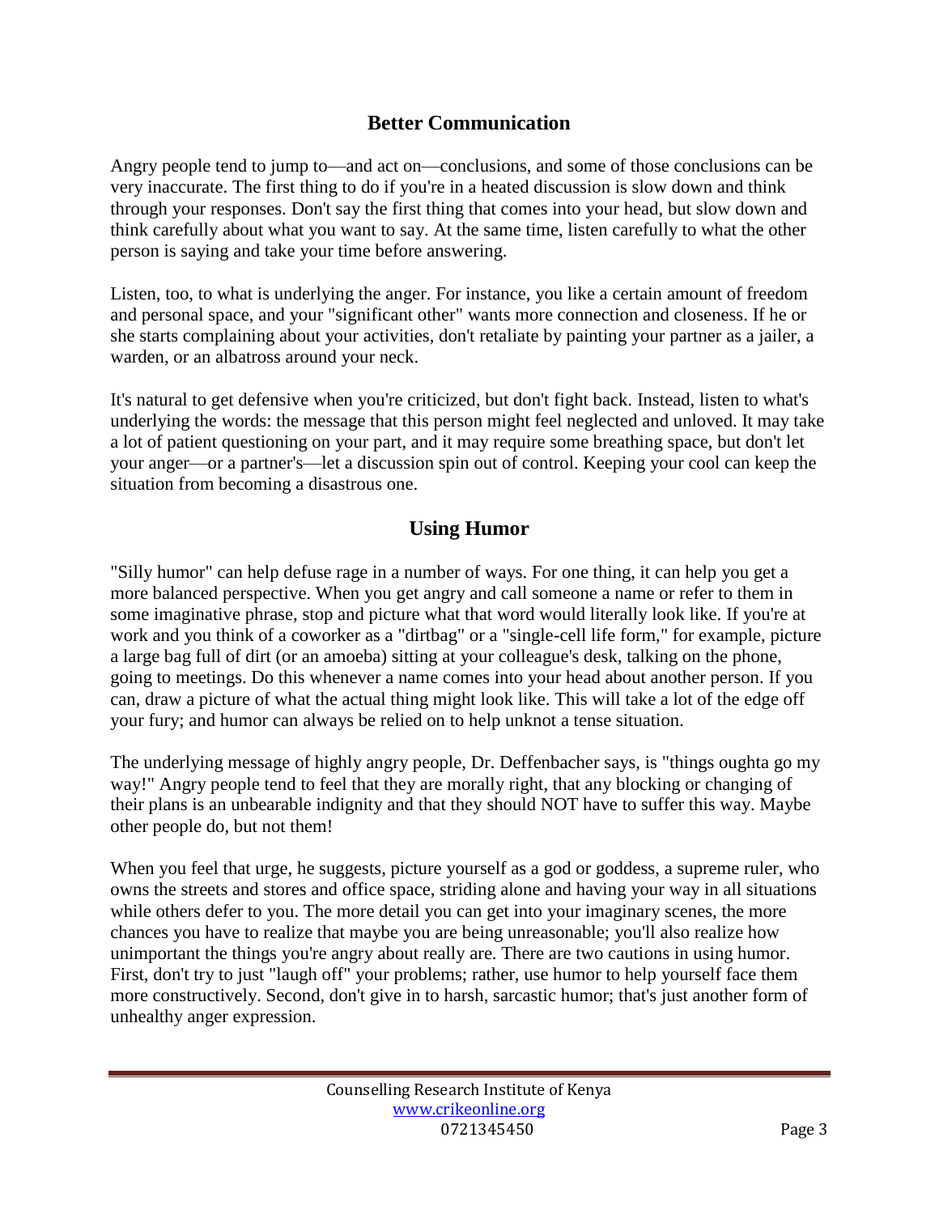## Better Communication

Angry people tend to jump to—and act on—conclusions, and some of those conclusions can be very inaccurate. The first thing to do if you're in a heated discussion is slow down and think through your responses. Don't say the first thing that comes into your head, but slow down and think carefully about what you want to say. At the same time, listen carefully to what the other person is saying and take your time before answering.

Listen, too, to what is underlying the anger. For instance, you like a certain amount of freedom and personal space, and your "significant other" wants more connection and closeness. If he or she starts complaining about your activities, don't retaliate by painting your partner as a jailer, a warden, or an albatross around your neck.

It's natural to get defensive when you're criticized, but don't fight back. Instead, listen to what's underlying the words: the message that this person might feel neglected and unloved. It may take a lot of patient questioning on your part, and it may require some breathing space, but don't let your anger—or a partner's—let a discussion spin out of control. Keeping your cool can keep the situation from becoming a disastrous one.

## Using Humor

"Silly humor" can help defuse rage in a number of ways. For one thing, it can help you get a more balanced perspective. When you get angry and call someone a name or refer to them in some imaginative phrase, stop and picture what that word would literally look like. If you're at work and you think of a coworker as a "dirtbag" or a "single-cell life form," for example, picture a large bag full of dirt (or an amoeba) sitting at your colleague's desk, talking on the phone, going to meetings. Do this whenever a name comes into your head about another person. If you can, draw a picture of what the actual thing might look like. This will take a lot of the edge off your fury; and humor can always be relied on to help unknot a tense situation.

The underlying message of highly angry people, Dr. Deffenbacher says, is "things oughta go my way!" Angry people tend to feel that they are morally right, that any blocking or changing of their plans is an unbearable indignity and that they should NOT have to suffer this way. Maybe other people do, but not them!

When you feel that urge, he suggests, picture yourself as a god or goddess, a supreme ruler, who owns the streets and stores and office space, striding alone and having your way in all situations while others defer to you. The more detail you can get into your imaginary scenes, the more chances you have to realize that maybe you are being unreasonable; you'll also realize how unimportant the things you're angry about really are. There are two cautions in using humor. First, don't try to just "laugh off" your problems; rather, use humor to help yourself face them more constructively. Second, don't give in to harsh, sarcastic humor; that's just another form of unhealthy anger expression.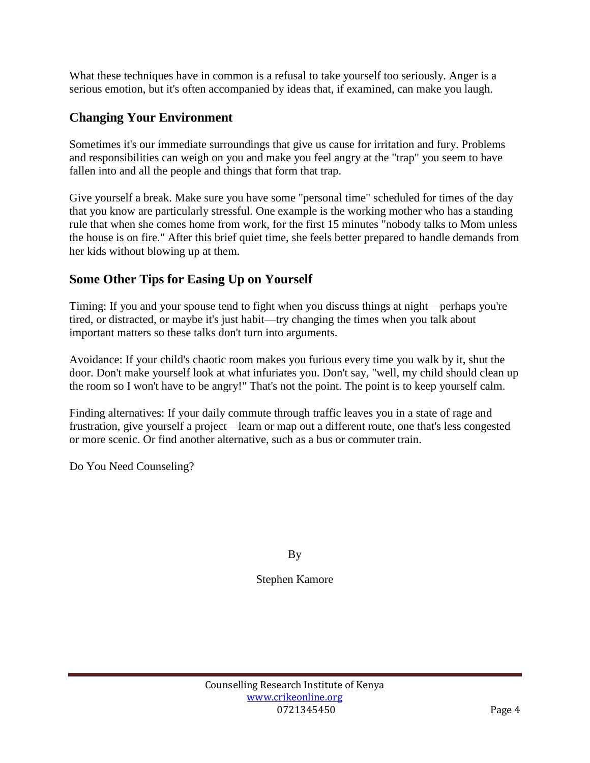What these techniques have in common is a refusal to take yourself too seriously. Anger is a serious emotion, but it's often accompanied by ideas that, if examined, can make you laugh.

## Changing Your Environment

Sometimes it's our immediate surroundings that give us cause for irritation and fury. Problems and responsibilities can weigh on you and make you feel angry at the "trap" you seem to have fallen into and all the people and things that form that trap.

Give yourself a break. Make sure you have some "personal time" scheduled for times of the day that you know are particularly stressful. One example is the working mother who has a standing rule that when she comes home from work, for the first 15 minutes "nobody talks to Mom unless the house is on fire." After this brief quiet time, she feels better prepared to handle demands from her kids without blowing up at them.

## Some Other Tips for Easing Up on Yourself

Timing: If you and your spouse tend to fight when you discuss things at night—perhaps you're tired, or distracted, or maybe it's just habit—try changing the times when you talk about important matters so these talks don't turn into arguments.

Avoidance: If your child's chaotic room makes you furious every time you walk by it, shut the door. Don't make yourself look at what infuriates you. Don't say, "well, my child should clean up the room so I won't have to be angry!" That's not the point. The point is to keep yourself calm.

Finding alternatives: If your daily commute through traffic leaves you in a state of rage and frustration, give yourself a project—learn or map out a different route, one that's less congested or more scenic. Or find another alternative, such as a bus or commuter train.

Do You Need Counseling?

By

Stephen Kamore

Counselling Research Institute of Kenya
www.crikeonline.org
0721345450